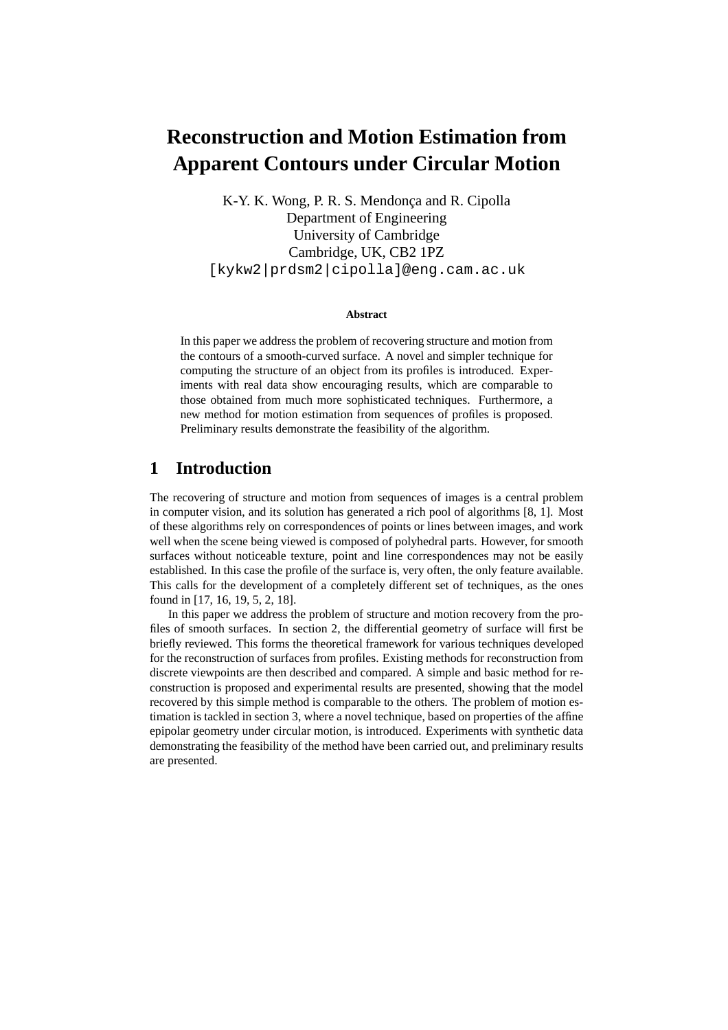# Reconstruction and Motion Estimation from Apparent Contours under Circular Motion

K-Y. K. Wong, P. R. S. Mendonça and R. Cipolla
Department of Engineering
University of Cambridge
Cambridge, UK, CB2 1PZ
[kykw2|prdsm2|cipolla]@eng.cam.ac.uk

**Abstract**

In this paper we address the problem of recovering structure and motion from the contours of a smooth-curved surface. A novel and simpler technique for computing the structure of an object from its profiles is introduced. Experiments with real data show encouraging results, which are comparable to those obtained from much more sophisticated techniques. Furthermore, a new method for motion estimation from sequences of profiles is proposed. Preliminary results demonstrate the feasibility of the algorithm.

## 1 Introduction

The recovering of structure and motion from sequences of images is a central problem in computer vision, and its solution has generated a rich pool of algorithms [8, 1]. Most of these algorithms rely on correspondences of points or lines between images, and work well when the scene being viewed is composed of polyhedral parts. However, for smooth surfaces without noticeable texture, point and line correspondences may not be easily established. In this case the profile of the surface is, very often, the only feature available. This calls for the development of a completely different set of techniques, as the ones found in [17, 16, 19, 5, 2, 18].

In this paper we address the problem of structure and motion recovery from the profiles of smooth surfaces. In section 2, the differential geometry of surface will first be briefly reviewed. This forms the theoretical framework for various techniques developed for the reconstruction of surfaces from profiles. Existing methods for reconstruction from discrete viewpoints are then described and compared. A simple and basic method for reconstruction is proposed and experimental results are presented, showing that the model recovered by this simple method is comparable to the others. The problem of motion estimation is tackled in section 3, where a novel technique, based on properties of the affine epipolar geometry under circular motion, is introduced. Experiments with synthetic data demonstrating the feasibility of the method have been carried out, and preliminary results are presented.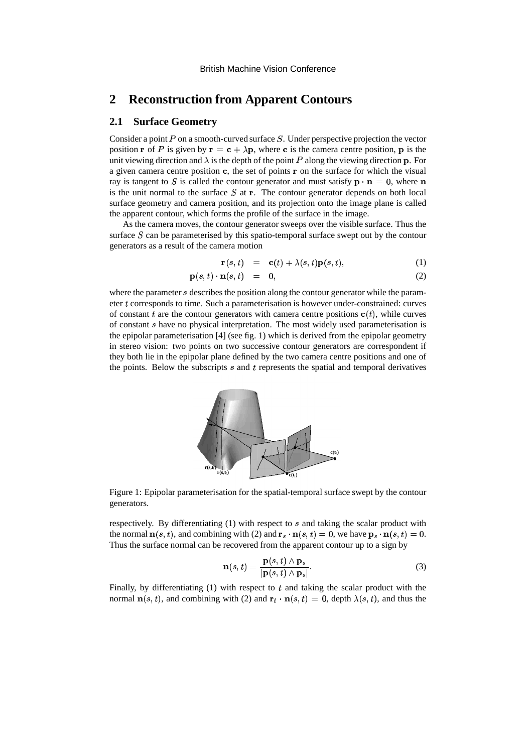## 2 Reconstruction from Apparent Contours

### 2.1 Surface Geometry

Consider a point $P$ on a smooth-curved surface $S$. Under perspective projection the vector position $\mathbf{r}$ of $P$ is given by $\mathbf{r} = \mathbf{c} + \lambda\mathbf{p}$, where $\mathbf{c}$ is the camera centre position, $\mathbf{p}$ is the unit viewing direction and $\lambda$ is the depth of the point $P$ along the viewing direction $\mathbf{p}$. For a given camera centre position $\mathbf{c}$, the set of points $\mathbf{r}$ on the surface for which the visual ray is tangent to $S$ is called the contour generator and must satisfy $\mathbf{p} \cdot \mathbf{n} = 0$, where $\mathbf{n}$ is the unit normal to the surface $S$ at $\mathbf{r}$. The contour generator depends on both local surface geometry and camera position, and its projection onto the image plane is called the apparent contour, which forms the profile of the surface in the image.

As the camera moves, the contour generator sweeps over the visible surface. Thus the surface $S$ can be parameterised by this spatio-temporal surface swept out by the contour generators as a result of the camera motion

$$\mathbf{r}(s,t) = \mathbf{c}(t) + \lambda(s,t)\mathbf{p}(s,t), \tag{1}$$

$$\mathbf{p}(s,t) \cdot \mathbf{n}(s,t) = 0, \tag{2}$$

where the parameter $s$ describes the position along the contour generator while the parameter $t$ corresponds to time. Such a parameterisation is however under-constrained: curves of constant $t$ are the contour generators with camera centre positions $\mathbf{c}(t)$, while curves of constant $s$ have no physical interpretation. The most widely used parameterisation is the epipolar parameterisation [4] (see fig. 1) which is derived from the epipolar geometry in stereo vision: two points on two successive contour generators are correspondent if they both lie in the epipolar plane defined by the two camera centre positions and one of the points. Below the subscripts $s$ and $t$ represents the spatial and temporal derivatives

Figure 1: Epipolar parameterisation for the spatial-temporal surface swept by the contour generators.

respectively. By differentiating (1) with respect to $s$ and taking the scalar product with the normal $\mathbf{n}(s,t)$, and combining with (2) and $\mathbf{r}_s \cdot \mathbf{n}(s,t) = 0$, we have $\mathbf{p}_s \cdot \mathbf{n}(s,t) = 0$. Thus the surface normal can be recovered from the apparent contour up to a sign by

$$\mathbf{n}(s,t) = \frac{\mathbf{p}(s,t) \wedge \mathbf{p}_s}{|\mathbf{p}(s,t) \wedge \mathbf{p}_s|}. \tag{3}$$

Finally, by differentiating (1) with respect to $t$ and taking the scalar product with the normal $\mathbf{n}(s,t)$, and combining with (2) and $\mathbf{r}_t \cdot \mathbf{n}(s,t) = 0$, depth $\lambda(s,t)$, and thus the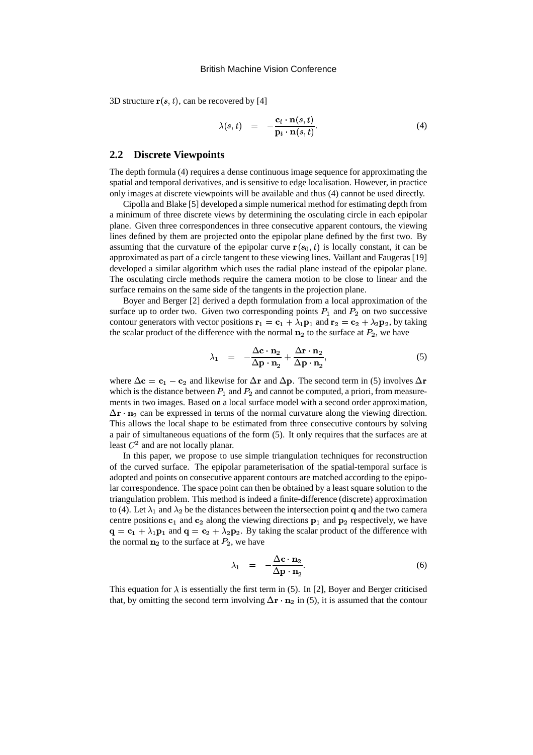3D structure $\mathbf{r}(s,t)$, can be recovered by [4]

$$\lambda(s,t) \quad = \quad -\frac{\mathbf{c}_t \cdot \mathbf{n}(s,t)}{\mathbf{p}_t \cdot \mathbf{n}(s,t)}. \tag{4}$$

## 2.2 Discrete Viewpoints

The depth formula (4) requires a dense continuous image sequence for approximating the spatial and temporal derivatives, and is sensitive to edge localisation. However, in practice only images at discrete viewpoints will be available and thus (4) cannot be used directly.

Cipolla and Blake [5] developed a simple numerical method for estimating depth from a minimum of three discrete views by determining the osculating circle in each epipolar plane. Given three correspondences in three consecutive apparent contours, the viewing lines defined by them are projected onto the epipolar plane defined by the first two. By assuming that the curvature of the epipolar curve $\mathbf{r}(s_0,t)$ is locally constant, it can be approximated as part of a circle tangent to these viewing lines. Vaillant and Faugeras [19] developed a similar algorithm which uses the radial plane instead of the epipolar plane. The osculating circle methods require the camera motion to be close to linear and the surface remains on the same side of the tangents in the projection plane.

Boyer and Berger [2] derived a depth formulation from a local approximation of the surface up to order two. Given two corresponding points $P_1$ and $P_2$ on two successive contour generators with vector positions $\mathbf{r}_1 = \mathbf{c}_1 + \lambda_1 \mathbf{p}_1$ and $\mathbf{r}_2 = \mathbf{c}_2 + \lambda_2 \mathbf{p}_2$, by taking the scalar product of the difference with the normal $\mathbf{n}_2$ to the surface at $P_2$, we have

$$\lambda_1 \quad = \quad -\frac{\Delta\mathbf{c} \cdot \mathbf{n}_2}{\Delta\mathbf{p} \cdot \mathbf{n}_2} + \frac{\Delta\mathbf{r} \cdot \mathbf{n}_2}{\Delta\mathbf{p} \cdot \mathbf{n}_2}, \tag{5}$$

where $\Delta\mathbf{c} = \mathbf{c}_1 - \mathbf{c}_2$ and likewise for $\Delta\mathbf{r}$ and $\Delta\mathbf{p}$. The second term in (5) involves $\Delta\mathbf{r}$ which is the distance between $P_1$ and $P_2$ and cannot be computed, a priori, from measurements in two images. Based on a local surface model with a second order approximation, $\Delta\mathbf{r} \cdot \mathbf{n}_2$ can be expressed in terms of the normal curvature along the viewing direction. This allows the local shape to be estimated from three consecutive contours by solving a pair of simultaneous equations of the form (5). It only requires that the surfaces are at least $C^2$ and are not locally planar.

In this paper, we propose to use simple triangulation techniques for reconstruction of the curved surface. The epipolar parameterisation of the spatial-temporal surface is adopted and points on consecutive apparent contours are matched according to the epipolar correspondence. The space point can then be obtained by a least square solution to the triangulation problem. This method is indeed a finite-difference (discrete) approximation to (4). Let $\lambda_1$ and $\lambda_2$ be the distances between the intersection point $\mathbf{q}$ and the two camera centre positions $\mathbf{c}_1$ and $\mathbf{c}_2$ along the viewing directions $\mathbf{p}_1$ and $\mathbf{p}_2$ respectively, we have $\mathbf{q} = \mathbf{c}_1 + \lambda_1 \mathbf{p}_1$ and $\mathbf{q} = \mathbf{c}_2 + \lambda_2 \mathbf{p}_2$. By taking the scalar product of the difference with the normal $\mathbf{n}_2$ to the surface at $P_2$, we have

$$\lambda_1 \quad = \quad -\frac{\Delta\mathbf{c} \cdot \mathbf{n}_2}{\Delta\mathbf{p} \cdot \mathbf{n}_2}. \tag{6}$$

This equation for $\lambda$ is essentially the first term in (5). In [2], Boyer and Berger criticised that, by omitting the second term involving $\Delta\mathbf{r} \cdot \mathbf{n}_2$ in (5), it is assumed that the contour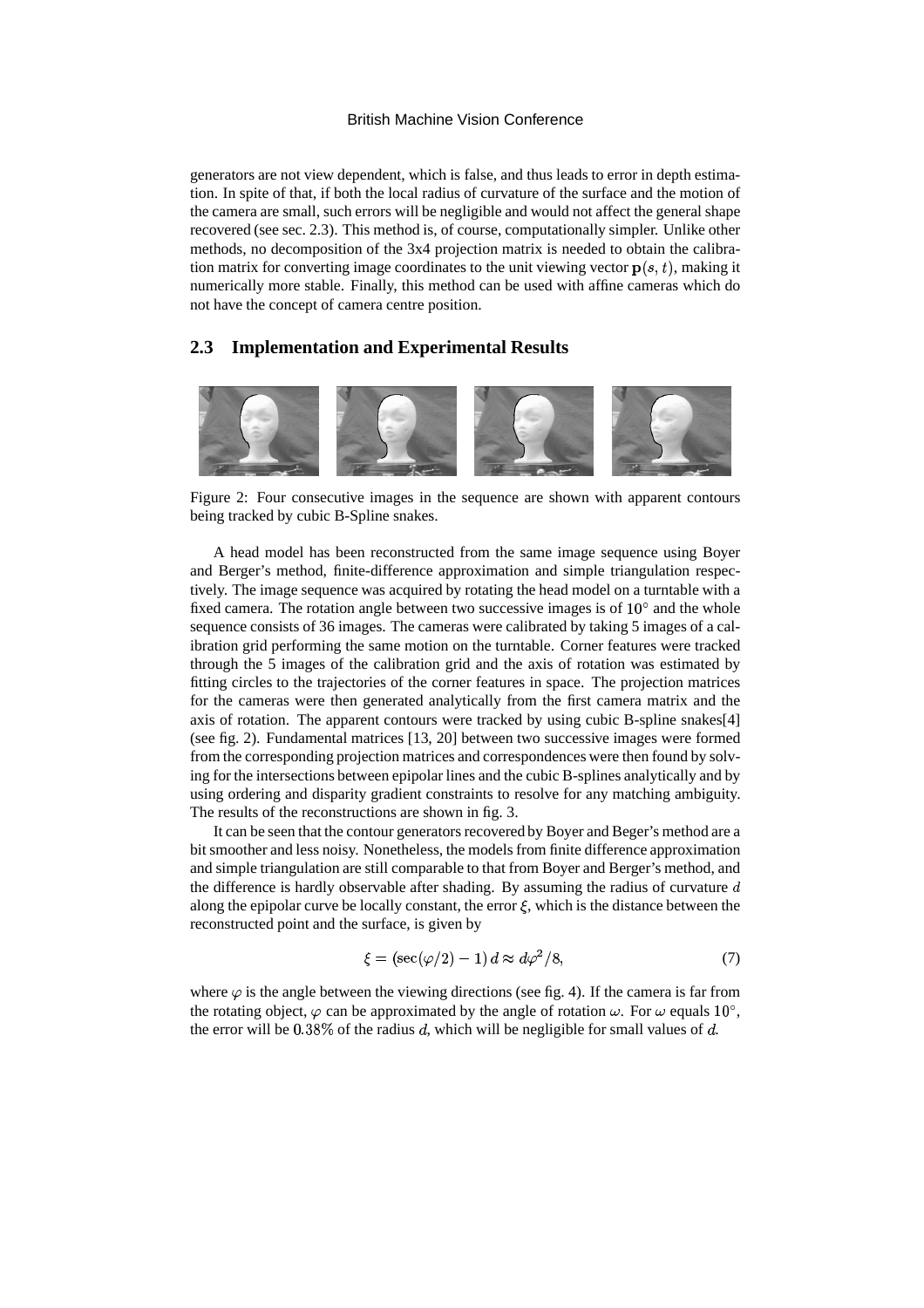generators are not view dependent, which is false, and thus leads to error in depth estimation. In spite of that, if both the local radius of curvature of the surface and the motion of the camera are small, such errors will be negligible and would not affect the general shape recovered (see sec. 2.3). This method is, of course, computationally simpler. Unlike other methods, no decomposition of the 3x4 projection matrix is needed to obtain the calibration matrix for converting image coordinates to the unit viewing vector $\mathbf{p}(s, t)$, making it numerically more stable. Finally, this method can be used with affine cameras which do not have the concept of camera centre position.

## 2.3 Implementation and Experimental Results

Figure 2: Four consecutive images in the sequence are shown with apparent contours being tracked by cubic B-Spline snakes.

A head model has been reconstructed from the same image sequence using Boyer and Berger's method, finite-difference approximation and simple triangulation respectively. The image sequence was acquired by rotating the head model on a turntable with a fixed camera. The rotation angle between two successive images is of $10^\circ$ and the whole sequence consists of 36 images. The cameras were calibrated by taking 5 images of a calibration grid performing the same motion on the turntable. Corner features were tracked through the 5 images of the calibration grid and the axis of rotation was estimated by fitting circles to the trajectories of the corner features in space. The projection matrices for the cameras were then generated analytically from the first camera matrix and the axis of rotation. The apparent contours were tracked by using cubic B-spline snakes[4] (see fig. 2). Fundamental matrices [13, 20] between two successive images were formed from the corresponding projection matrices and correspondences were then found by solving for the intersections between epipolar lines and the cubic B-splines analytically and by using ordering and disparity gradient constraints to resolve for any matching ambiguity. The results of the reconstructions are shown in fig. 3.

It can be seen that the contour generators recovered by Boyer and Beger's method are a bit smoother and less noisy. Nonetheless, the models from finite difference approximation and simple triangulation are still comparable to that from Boyer and Berger's method, and the difference is hardly observable after shading. By assuming the radius of curvature $d$ along the epipolar curve be locally constant, the error $\xi$, which is the distance between the reconstructed point and the surface, is given by

$$\xi = (\sec(\varphi/2) - 1)\, d \approx d\varphi^2/8, \tag{7}$$

where $\varphi$ is the angle between the viewing directions (see fig. 4). If the camera is far from the rotating object, $\varphi$ can be approximated by the angle of rotation $\omega$. For $\omega$ equals $10^\circ$, the error will be $0.38\%$ of the radius $d$, which will be negligible for small values of $d$.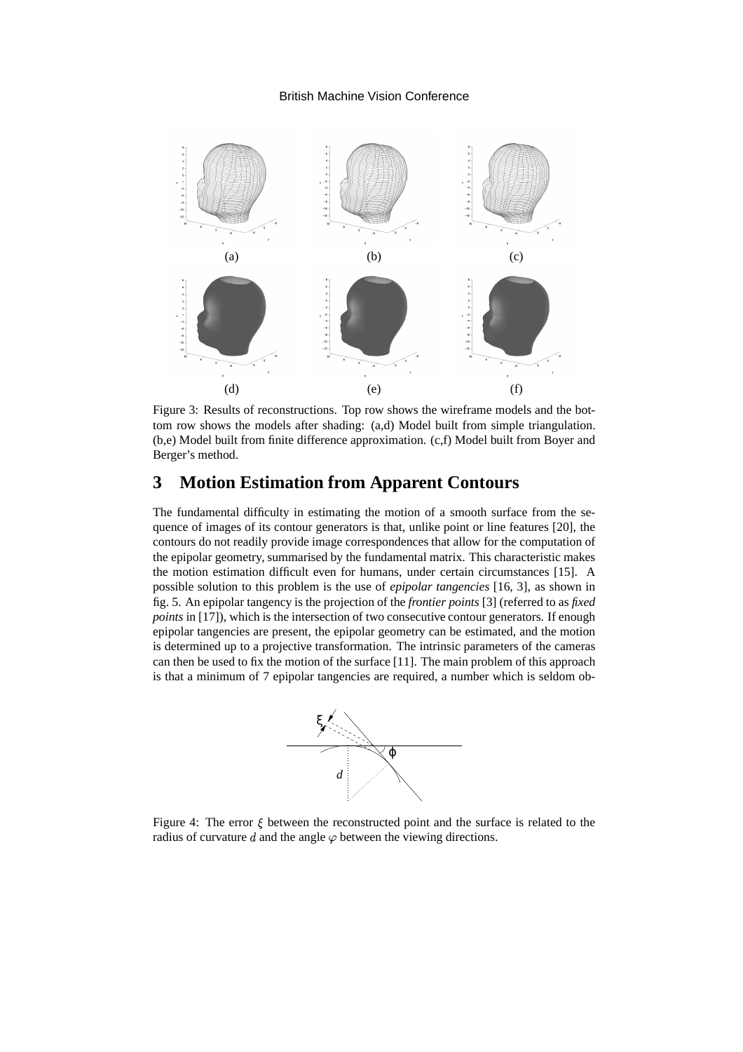Figure 3: Results of reconstructions. Top row shows the wireframe models and the bottom row shows the models after shading: (a,d) Model built from simple triangulation. (b,e) Model built from finite difference approximation. (c,f) Model built from Boyer and Berger's method.

# 3 Motion Estimation from Apparent Contours

The fundamental difficulty in estimating the motion of a smooth surface from the sequence of images of its contour generators is that, unlike point or line features [20], the contours do not readily provide image correspondences that allow for the computation of the epipolar geometry, summarised by the fundamental matrix. This characteristic makes the motion estimation difficult even for humans, under certain circumstances [15]. A possible solution to this problem is the use of *epipolar tangencies* [16, 3], as shown in fig. 5. An epipolar tangency is the projection of the *frontier points* [3] (referred to as *fixed points* in [17]), which is the intersection of two consecutive contour generators. If enough epipolar tangencies are present, the epipolar geometry can be estimated, and the motion is determined up to a projective transformation. The intrinsic parameters of the cameras can then be used to fix the motion of the surface [11]. The main problem of this approach is that a minimum of 7 epipolar tangencies are required, a number which is seldom ob-

Figure 4: The error $\xi$ between the reconstructed point and the surface is related to the radius of curvature $d$ and the angle $\varphi$ between the viewing directions.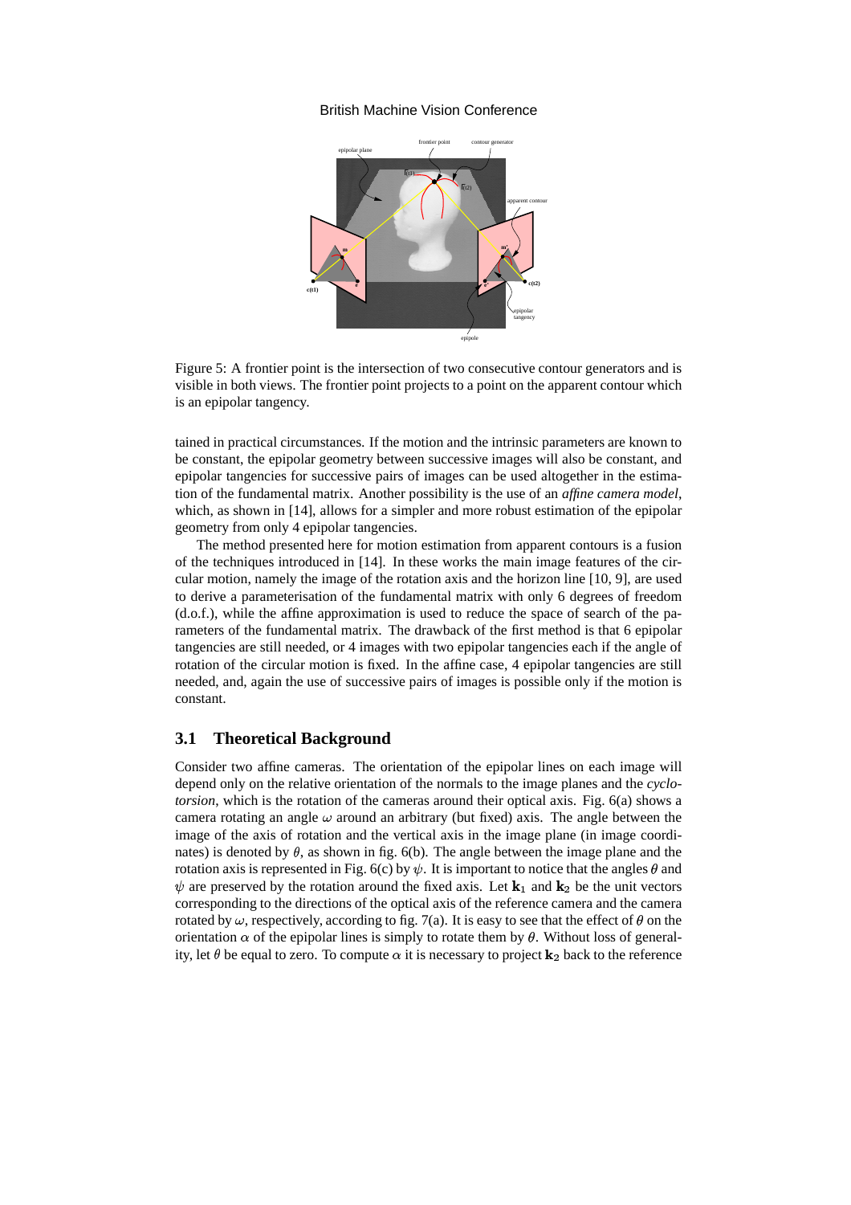Figure 5: A frontier point is the intersection of two consecutive contour generators and is visible in both views. The frontier point projects to a point on the apparent contour which is an epipolar tangency.

tained in practical circumstances. If the motion and the intrinsic parameters are known to be constant, the epipolar geometry between successive images will also be constant, and epipolar tangencies for successive pairs of images can be used altogether in the estimation of the fundamental matrix. Another possibility is the use of an *affine camera model*, which, as shown in [14], allows for a simpler and more robust estimation of the epipolar geometry from only 4 epipolar tangencies.

The method presented here for motion estimation from apparent contours is a fusion of the techniques introduced in [14]. In these works the main image features of the circular motion, namely the image of the rotation axis and the horizon line [10, 9], are used to derive a parameterisation of the fundamental matrix with only 6 degrees of freedom (d.o.f.), while the affine approximation is used to reduce the space of search of the parameters of the fundamental matrix. The drawback of the first method is that 6 epipolar tangencies are still needed, or 4 images with two epipolar tangencies each if the angle of rotation of the circular motion is fixed. In the affine case, 4 epipolar tangencies are still needed, and, again the use of successive pairs of images is possible only if the motion is constant.

## 3.1 Theoretical Background

Consider two affine cameras. The orientation of the epipolar lines on each image will depend only on the relative orientation of the normals to the image planes and the *cyclotorsion*, which is the rotation of the cameras around their optical axis. Fig. 6(a) shows a camera rotating an angle $\omega$ around an arbitrary (but fixed) axis. The angle between the image of the axis of rotation and the vertical axis in the image plane (in image coordinates) is denoted by $\theta$, as shown in fig. 6(b). The angle between the image plane and the rotation axis is represented in Fig. 6(c) by $\psi$. It is important to notice that the angles $\theta$ and $\psi$ are preserved by the rotation around the fixed axis. Let $\mathbf{k}_1$ and $\mathbf{k}_2$ be the unit vectors corresponding to the directions of the optical axis of the reference camera and the camera rotated by $\omega$, respectively, according to fig. 7(a). It is easy to see that the effect of $\theta$ on the orientation $\alpha$ of the epipolar lines is simply to rotate them by $\theta$. Without loss of generality, let $\theta$ be equal to zero. To compute $\alpha$ it is necessary to project $\mathbf{k}_2$ back to the reference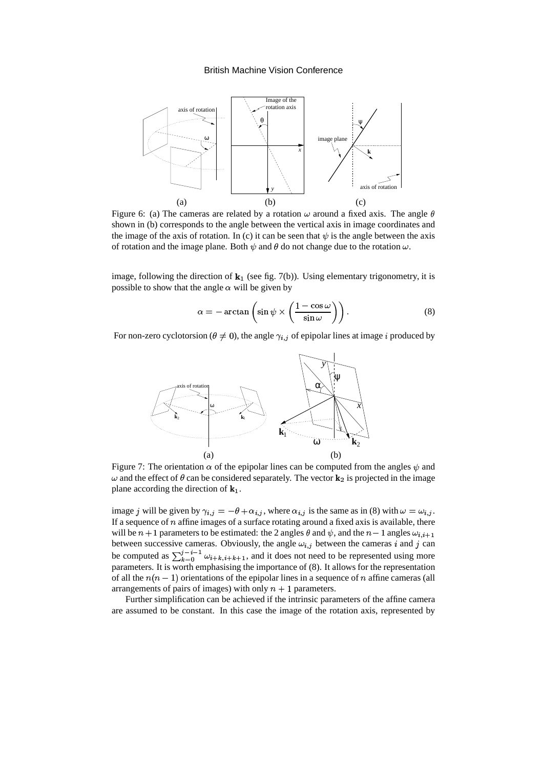Figure 6: (a) The cameras are related by a rotation $\omega$ around a fixed axis. The angle $\theta$ shown in (b) corresponds to the angle between the vertical axis in image coordinates and the image of the axis of rotation. In (c) it can be seen that $\psi$ is the angle between the axis of rotation and the image plane. Both $\psi$ and $\theta$ do not change due to the rotation $\omega$.

image, following the direction of $\mathbf{k}_1$ (see fig. 7(b)). Using elementary trigonometry, it is possible to show that the angle $\alpha$ will be given by

$$\alpha = -\arctan\left(\sin\psi \times \left(\frac{1-\cos\omega}{\sin\omega}\right)\right). \tag{8}$$

For non-zero cyclotorsion ($\theta \neq 0$), the angle $\gamma_{i,j}$ of epipolar lines at image $i$ produced by

Figure 7: The orientation $\alpha$ of the epipolar lines can be computed from the angles $\psi$ and $\omega$ and the effect of $\theta$ can be considered separately. The vector $\mathbf{k}_2$ is projected in the image plane according the direction of $\mathbf{k}_1$.

image $j$ will be given by $\gamma_{i,j} = -\theta + \alpha_{i,j}$, where $\alpha_{i,j}$ is the same as in (8) with $\omega = \omega_{i,j}$. If a sequence of $n$ affine images of a surface rotating around a fixed axis is available, there will be $n+1$ parameters to be estimated: the 2 angles $\theta$ and $\psi$, and the $n-1$ angles $\omega_{i,i+1}$ between successive cameras. Obviously, the angle $\omega_{i,j}$ between the cameras $i$ and $j$ can be computed as $\sum_{k=0}^{j-i-1} \omega_{i+k,i+k+1}$, and it does not need to be represented using more parameters. It is worth emphasising the importance of (8). It allows for the representation of all the $n(n-1)$ orientations of the epipolar lines in a sequence of $n$ affine cameras (all arrangements of pairs of images) with only $n+1$ parameters.

Further simplification can be achieved if the intrinsic parameters of the affine camera are assumed to be constant. In this case the image of the rotation axis, represented by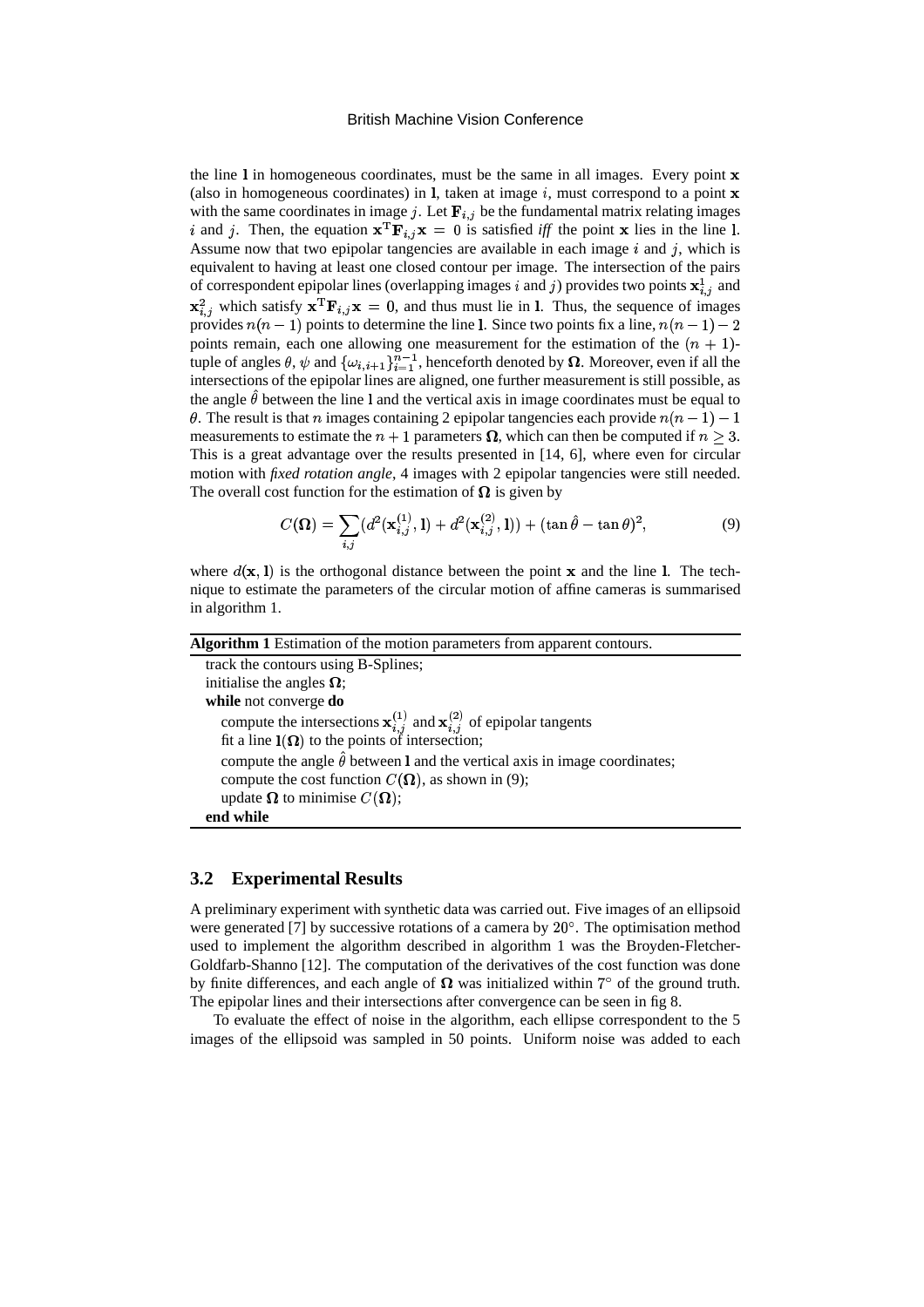the line $\mathbf{l}$ in homogeneous coordinates, must be the same in all images. Every point $\mathbf{x}$ (also in homogeneous coordinates) in $\mathbf{l}$, taken at image $i$, must correspond to a point $\mathbf{x}$ with the same coordinates in image $j$. Let $\mathbf{F}_{i,j}$ be the fundamental matrix relating images $i$ and $j$. Then, the equation $\mathbf{x}^{\mathrm{T}}\mathbf{F}_{i,j}\mathbf{x} = 0$ is satisfied *iff* the point $\mathbf{x}$ lies in the line $\mathbf{l}$. Assume now that two epipolar tangencies are available in each image $i$ and $j$, which is equivalent to having at least one closed contour per image. The intersection of the pairs of correspondent epipolar lines (overlapping images $i$ and $j$) provides two points $\mathbf{x}^1_{i,j}$ and $\mathbf{x}^2_{i,j}$ which satisfy $\mathbf{x}^{\mathrm{T}}\mathbf{F}_{i,j}\mathbf{x} = 0$, and thus must lie in $\mathbf{l}$. Thus, the sequence of images provides $n(n-1)$ points to determine the line $\mathbf{l}$. Since two points fix a line, $n(n-1)-2$ points remain, each one allowing one measurement for the estimation of the $(n+1)$-tuple of angles $\theta$, $\psi$ and $\{\omega_{i,i+1}\}_{i=1}^{n-1}$, henceforth denoted by $\mathbf{\Omega}$. Moreover, even if all the intersections of the epipolar lines are aligned, one further measurement is still possible, as the angle $\hat{\theta}$ between the line $\mathbf{l}$ and the vertical axis in image coordinates must be equal to $\theta$. The result is that $n$ images containing 2 epipolar tangencies each provide $n(n-1)-1$ measurements to estimate the $n+1$ parameters $\mathbf{\Omega}$, which can then be computed if $n \geq 3$. This is a great advantage over the results presented in [14, 6], where even for circular motion with *fixed rotation angle*, 4 images with 2 epipolar tangencies were still needed. The overall cost function for the estimation of $\mathbf{\Omega}$ is given by

$$C(\mathbf{\Omega}) = \sum_{i,j}(d^2(\mathbf{x}^{(1)}_{i,j}, \mathbf{l}) + d^2(\mathbf{x}^{(2)}_{i,j}, \mathbf{l})) + (\tan\hat{\theta} - \tan\theta)^2, \tag{9}$$

where $d(\mathbf{x}, \mathbf{l})$ is the orthogonal distance between the point $\mathbf{x}$ and the line $\mathbf{l}$. The technique to estimate the parameters of the circular motion of affine cameras is summarised in algorithm 1.

**Algorithm 1** Estimation of the motion parameters from apparent contours.

```
track the contours using B-Splines;
initialise the angles Ω;
while not converge do
    compute the intersections x(1)_{i,j} and x(2)_{i,j} of epipolar tangents
    fit a line l(Ω) to the points of intersection;
    compute the angle θ̂ between l and the vertical axis in image coordinates;
    compute the cost function C(Ω), as shown in (9);
    update Ω to minimise C(Ω);
end while
```

### 3.2 Experimental Results

A preliminary experiment with synthetic data was carried out. Five images of an ellipsoid were generated [7] by successive rotations of a camera by $20^\circ$. The optimisation method used to implement the algorithm described in algorithm 1 was the Broyden-Fletcher-Goldfarb-Shanno [12]. The computation of the derivatives of the cost function was done by finite differences, and each angle of $\mathbf{\Omega}$ was initialized within $7^\circ$ of the ground truth. The epipolar lines and their intersections after convergence can be seen in fig 8.

To evaluate the effect of noise in the algorithm, each ellipse correspondent to the 5 images of the ellipsoid was sampled in 50 points. Uniform noise was added to each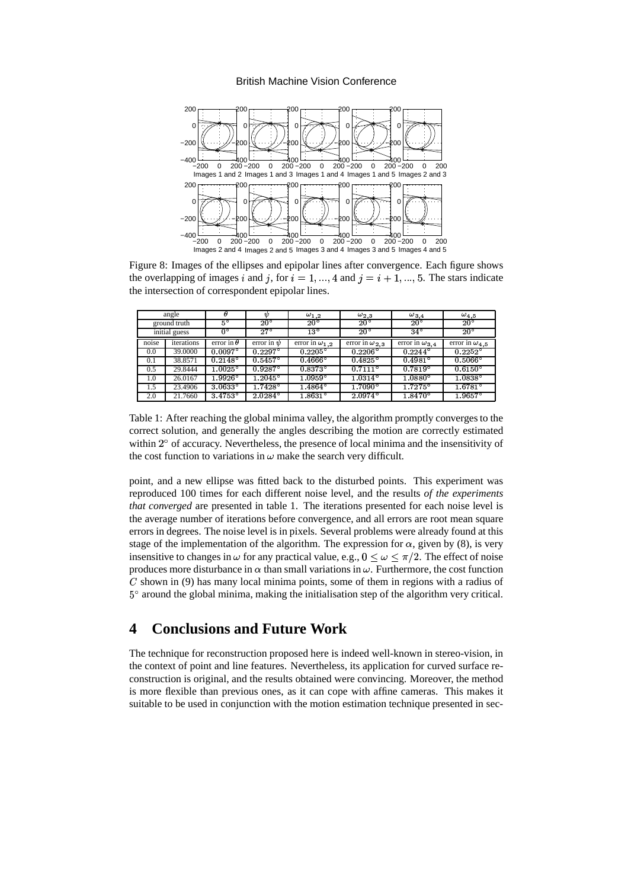Figure 8: Images of the ellipses and epipolar lines after convergence. Each figure shows the overlapping of images $i$ and $j$, for $i = 1, ..., 4$ and $j = i + 1, ..., 5$. The stars indicate the intersection of correspondent epipolar lines.

| angle | | $\theta$ | $\psi$ | $\omega_{1,2}$ | $\omega_{2,3}$ | $\omega_{3,4}$ | $\omega_{4,5}$ |
|---|---|---|---|---|---|---|---|
| ground truth | | $5°$ | $20°$ | $20°$ | $20°$ | $20°$ | $20°$ |
| initial guess | | $0°$ | $27°$ | $13°$ | $20°$ | $34°$ | $20°$ |
| noise | iterations | error in $\theta$ | error in $\psi$ | error in $\omega_{1,2}$ | error in $\omega_{2,3}$ | error in $\omega_{3,4}$ | error in $\omega_{4,5}$ |
| 0.0 | 39.0000 | $0.0097°$ | $0.2297°$ | $0.2205°$ | $0.2206°$ | $0.2244°$ | $0.2252°$ |
| 0.1 | 38.8571 | $0.2148°$ | $0.5457°$ | $0.4666°$ | $0.4825°$ | $0.4981°$ | $0.5066°$ |
| 0.5 | 29.8444 | $1.0025°$ | $0.9287°$ | $0.8373°$ | $0.7111°$ | $0.7819°$ | $0.6150°$ |
| 1.0 | 26.0167 | $1.9926°$ | $1.2045°$ | $1.0959°$ | $1.0314°$ | $1.0880°$ | $1.0838°$ |
| 1.5 | 23.4906 | $3.0633°$ | $1.7428°$ | $1.4864°$ | $1.7090°$ | $1.7275°$ | $1.6781°$ |
| 2.0 | 21.7660 | $3.4753°$ | $2.0284°$ | $1.8631°$ | $2.0974°$ | $1.8470°$ | $1.9657°$ |

Table 1: After reaching the global minima valley, the algorithm promptly converges to the correct solution, and generally the angles describing the motion are correctly estimated within $2°$ of accuracy. Nevertheless, the presence of local minima and the insensitivity of the cost function to variations in $\omega$ make the search very difficult.

point, and a new ellipse was fitted back to the disturbed points. This experiment was reproduced 100 times for each different noise level, and the results *of the experiments that converged* are presented in table 1. The iterations presented for each noise level is the average number of iterations before convergence, and all errors are root mean square errors in degrees. The noise level is in pixels. Several problems were already found at this stage of the implementation of the algorithm. The expression for $\alpha$, given by (8), is very insensitive to changes in $\omega$ for any practical value, e.g., $0 \leq \omega \leq \pi/2$. The effect of noise produces more disturbance in $\alpha$ than small variations in $\omega$. Furthermore, the cost function $C$ shown in (9) has many local minima points, some of them in regions with a radius of $5°$ around the global minima, making the initialisation step of the algorithm very critical.

# 4 Conclusions and Future Work

The technique for reconstruction proposed here is indeed well-known in stereo-vision, in the context of point and line features. Nevertheless, its application for curved surface reconstruction is original, and the results obtained were convincing. Moreover, the method is more flexible than previous ones, as it can cope with affine cameras. This makes it suitable to be used in conjunction with the motion estimation technique presented in sec-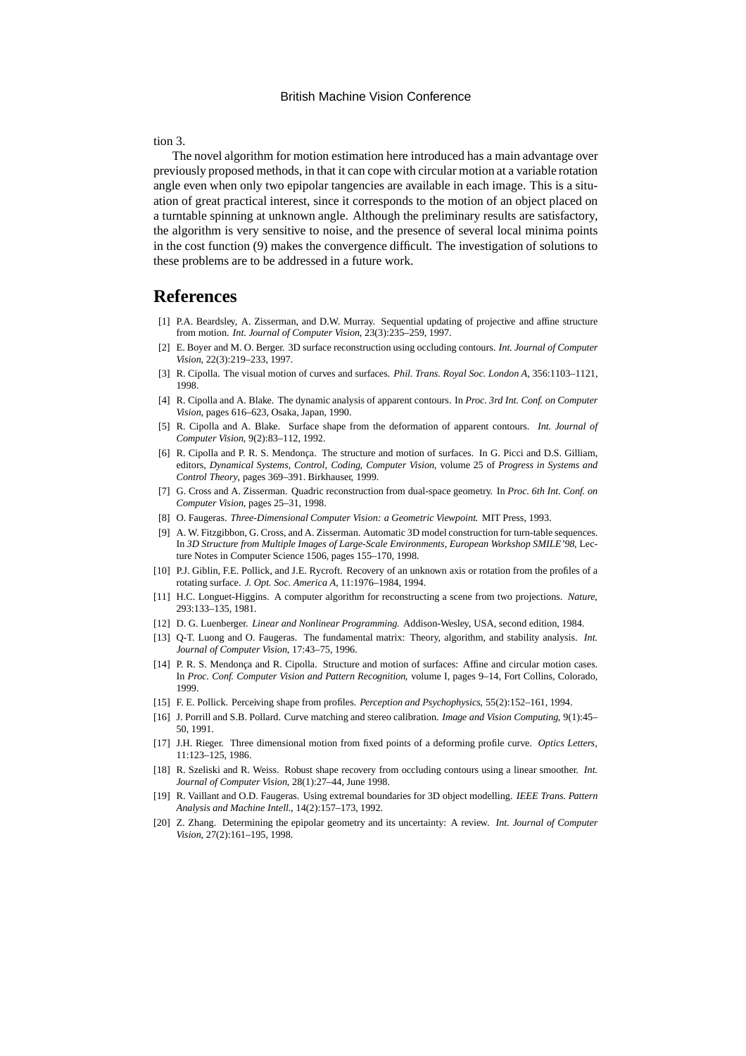tion 3.

The novel algorithm for motion estimation here introduced has a main advantage over previously proposed methods, in that it can cope with circular motion at a variable rotation angle even when only two epipolar tangencies are available in each image. This is a situation of great practical interest, since it corresponds to the motion of an object placed on a turntable spinning at unknown angle. Although the preliminary results are satisfactory, the algorithm is very sensitive to noise, and the presence of several local minima points in the cost function (9) makes the convergence difficult. The investigation of solutions to these problems are to be addressed in a future work.

# References

[1] P.A. Beardsley, A. Zisserman, and D.W. Murray. Sequential updating of projective and affine structure from motion. *Int. Journal of Computer Vision*, 23(3):235–259, 1997.

[2] E. Boyer and M. O. Berger. 3D surface reconstruction using occluding contours. *Int. Journal of Computer Vision*, 22(3):219–233, 1997.

[3] R. Cipolla. The visual motion of curves and surfaces. *Phil. Trans. Royal Soc. London A*, 356:1103–1121, 1998.

[4] R. Cipolla and A. Blake. The dynamic analysis of apparent contours. In *Proc. 3rd Int. Conf. on Computer Vision*, pages 616–623, Osaka, Japan, 1990.

[5] R. Cipolla and A. Blake. Surface shape from the deformation of apparent contours. *Int. Journal of Computer Vision*, 9(2):83–112, 1992.

[6] R. Cipolla and P. R. S. Mendonça. The structure and motion of surfaces. In G. Picci and D.S. Gilliam, editors, *Dynamical Systems, Control, Coding, Computer Vision*, volume 25 of *Progress in Systems and Control Theory*, pages 369–391. Birkhauser, 1999.

[7] G. Cross and A. Zisserman. Quadric reconstruction from dual-space geometry. In *Proc. 6th Int. Conf. on Computer Vision*, pages 25–31, 1998.

[8] O. Faugeras. *Three-Dimensional Computer Vision: a Geometric Viewpoint.* MIT Press, 1993.

[9] A. W. Fitzgibbon, G. Cross, and A. Zisserman. Automatic 3D model construction for turn-table sequences. In *3D Structure from Multiple Images of Large-Scale Environments, European Workshop SMILE'98*, Lecture Notes in Computer Science 1506, pages 155–170, 1998.

[10] P.J. Giblin, F.E. Pollick, and J.E. Rycroft. Recovery of an unknown axis or rotation from the profiles of a rotating surface. *J. Opt. Soc. America A*, 11:1976–1984, 1994.

[11] H.C. Longuet-Higgins. A computer algorithm for reconstructing a scene from two projections. *Nature*, 293:133–135, 1981.

[12] D. G. Luenberger. *Linear and Nonlinear Programming.* Addison-Wesley, USA, second edition, 1984.

[13] Q-T. Luong and O. Faugeras. The fundamental matrix: Theory, algorithm, and stability analysis. *Int. Journal of Computer Vision*, 17:43–75, 1996.

[14] P. R. S. Mendonça and R. Cipolla. Structure and motion of surfaces: Affine and circular motion cases. In *Proc. Conf. Computer Vision and Pattern Recognition*, volume I, pages 9–14, Fort Collins, Colorado, 1999.

[15] F. E. Pollick. Perceiving shape from profiles. *Perception and Psychophysics*, 55(2):152–161, 1994.

[16] J. Porrill and S.B. Pollard. Curve matching and stereo calibration. *Image and Vision Computing*, 9(1):45–50, 1991.

[17] J.H. Rieger. Three dimensional motion from fixed points of a deforming profile curve. *Optics Letters*, 11:123–125, 1986.

[18] R. Szeliski and R. Weiss. Robust shape recovery from occluding contours using a linear smoother. *Int. Journal of Computer Vision*, 28(1):27–44, June 1998.

[19] R. Vaillant and O.D. Faugeras. Using extremal boundaries for 3D object modelling. *IEEE Trans. Pattern Analysis and Machine Intell.*, 14(2):157–173, 1992.

[20] Z. Zhang. Determining the epipolar geometry and its uncertainty: A review. *Int. Journal of Computer Vision*, 27(2):161–195, 1998.